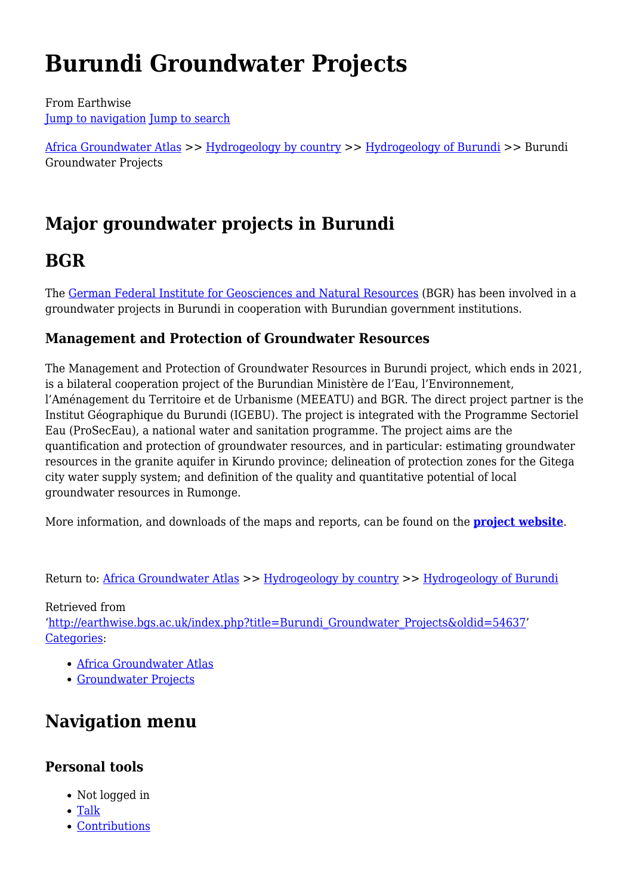# Burundi Groundwater Projects

From Earthwise
Jump to navigation Jump to search

Africa Groundwater Atlas >> Hydrogeology by country >> Hydrogeology of Burundi >> Burundi Groundwater Projects

## Major groundwater projects in Burundi

## BGR

The German Federal Institute for Geosciences and Natural Resources (BGR) has been involved in a groundwater projects in Burundi in cooperation with Burundian government institutions.

### Management and Protection of Groundwater Resources

The Management and Protection of Groundwater Resources in Burundi project, which ends in 2021, is a bilateral cooperation project of the Burundian Ministère de l'Eau, l'Environnement, l'Aménagement du Territoire et de Urbanisme (MEEATU) and BGR. The direct project partner is the Institut Géographique du Burundi (IGEBU). The project is integrated with the Programme Sectoriel Eau (ProSecEau), a national water and sanitation programme. The project aims are the quantification and protection of groundwater resources, and in particular: estimating groundwater resources in the granite aquifer in Kirundo province; delineation of protection zones for the Gitega city water supply system; and definition of the quality and quantitative potential of local groundwater resources in Rumonge.

More information, and downloads of the maps and reports, can be found on the **project website**.

Return to: Africa Groundwater Atlas >> Hydrogeology by country >> Hydrogeology of Burundi

Retrieved from
'http://earthwise.bgs.ac.uk/index.php?title=Burundi_Groundwater_Projects&oldid=54637'
Categories:

- Africa Groundwater Atlas
- Groundwater Projects

## Navigation menu

### Personal tools

- Not logged in
- Talk
- Contributions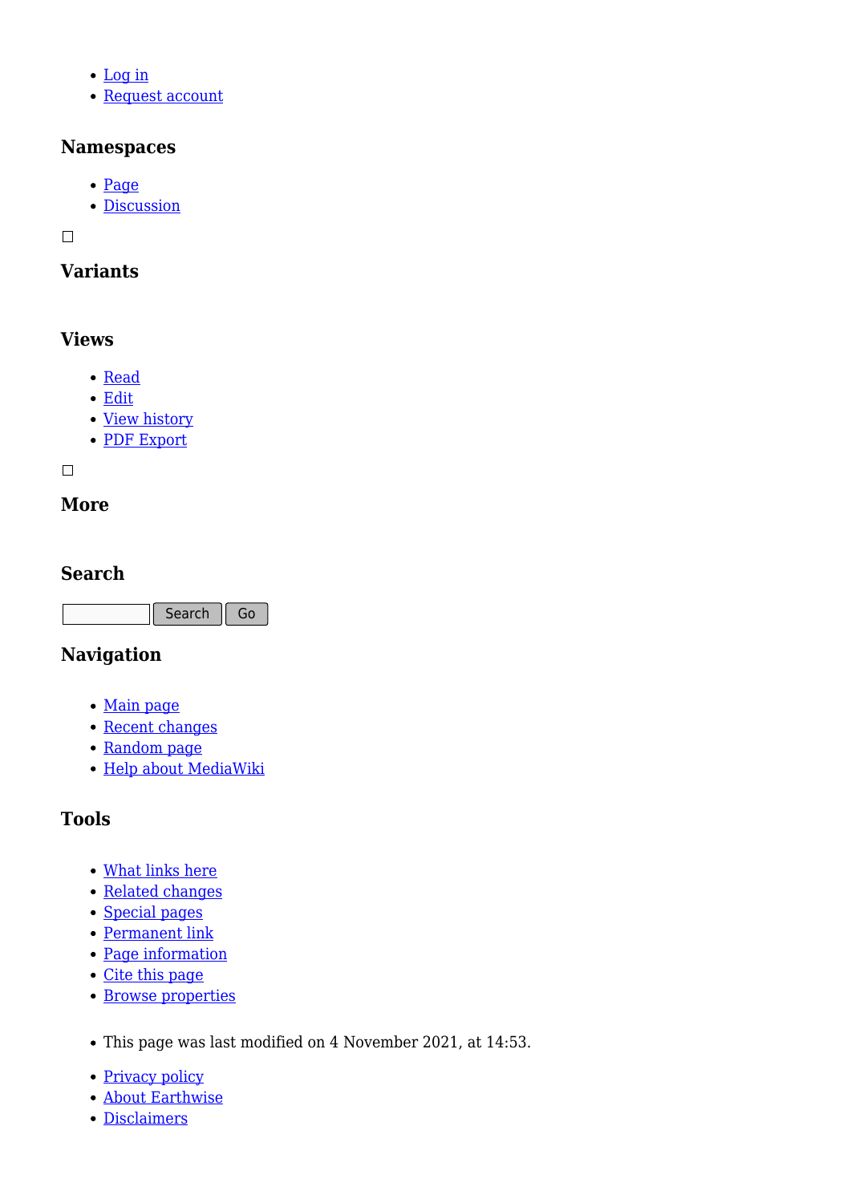- Log in
- Request account

### Namespaces

- Page
- Discussion

☐

### Variants

### Views

- Read
- Edit
- View history
- PDF Export

☐

### More

### Search

Search Go

### Navigation

- Main page
- Recent changes
- Random page
- Help about MediaWiki

### Tools

- What links here
- Related changes
- Special pages
- Permanent link
- Page information
- Cite this page
- Browse properties

- This page was last modified on 4 November 2021, at 14:53.

- Privacy policy
- About Earthwise
- Disclaimers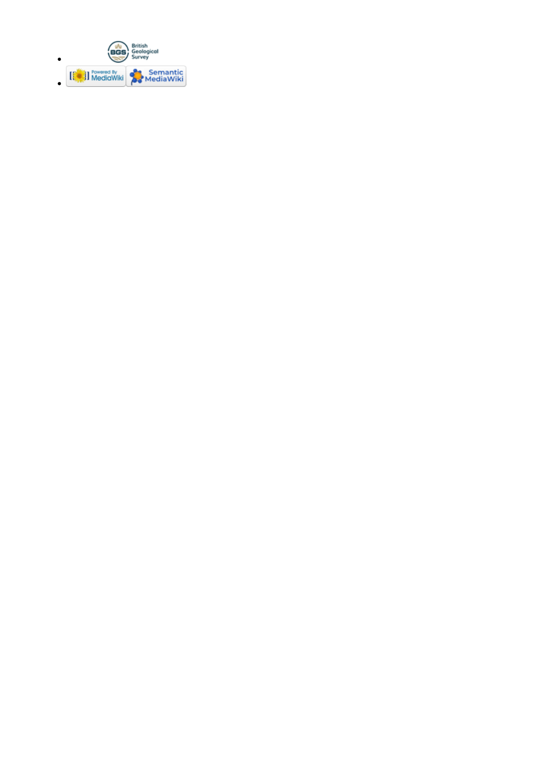- British Geological Survey
- Powered By MediaWiki Semantic MediaWiki